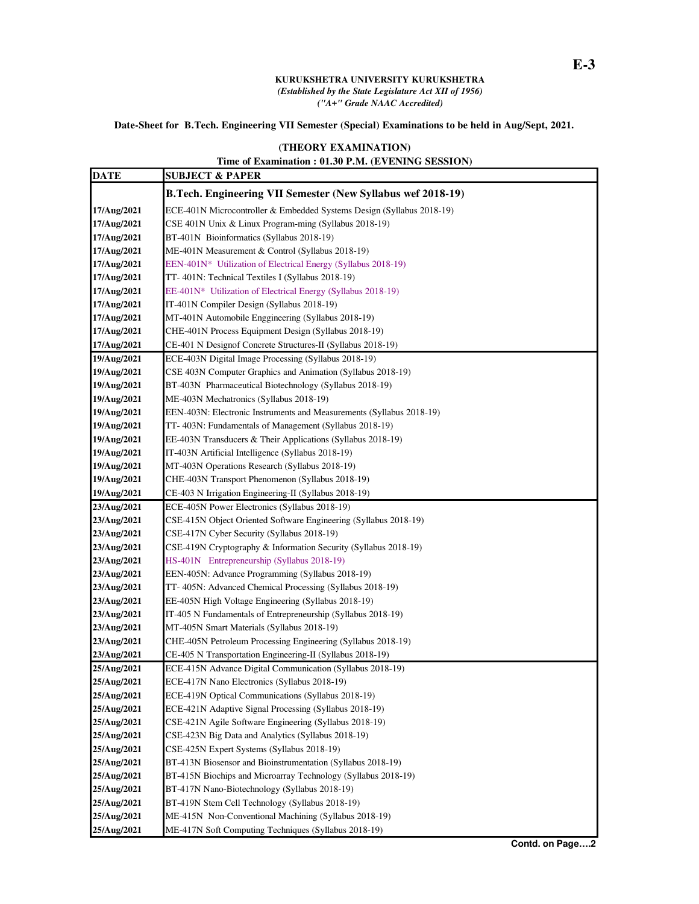E-3

**KURUKSHETRA UNIVERSITY KURUKSHETRA**
***(Established by the State Legislature Act XII of 1956)***
***("A+" Grade NAAC Accredited)***

**Date-Sheet for B.Tech. Engineering VII Semester (Special) Examinations to be held in Aug/Sept, 2021.**

**(THEORY EXAMINATION)**

**Time of Examination : 01.30 P.M. (EVENING SESSION)**

| DATE | SUBJECT & PAPER |
|---|---|
| | **B.Tech. Engineering VII Semester (New Syllabus wef 2018-19)** |
| 17/Aug/2021 | ECE-401N Microcontroller & Embedded Systems Design (Syllabus 2018-19) |
| 17/Aug/2021 | CSE 401N Unix & Linux Program-ming (Syllabus 2018-19) |
| 17/Aug/2021 | BT-401N Bioinformatics (Syllabus 2018-19) |
| 17/Aug/2021 | ME-401N Measurement & Control (Syllabus 2018-19) |
| 17/Aug/2021 | EEN-401N* Utilization of Electrical Energy (Syllabus 2018-19) |
| 17/Aug/2021 | TT- 401N: Technical Textiles I (Syllabus 2018-19) |
| 17/Aug/2021 | EE-401N* Utilization of Electrical Energy (Syllabus 2018-19) |
| 17/Aug/2021 | IT-401N Compiler Design (Syllabus 2018-19) |
| 17/Aug/2021 | MT-401N Automobile Enggineering (Syllabus 2018-19) |
| 17/Aug/2021 | CHE-401N Process Equipment Design (Syllabus 2018-19) |
| 17/Aug/2021 | CE-401 N Designof Concrete Structures-II (Syllabus 2018-19) |
| 19/Aug/2021 | ECE-403N Digital Image Processing (Syllabus 2018-19) |
| 19/Aug/2021 | CSE 403N Computer Graphics and Animation (Syllabus 2018-19) |
| 19/Aug/2021 | BT-403N Pharmaceutical Biotechnology (Syllabus 2018-19) |
| 19/Aug/2021 | ME-403N Mechatronics (Syllabus 2018-19) |
| 19/Aug/2021 | EEN-403N: Electronic Instruments and Measurements (Syllabus 2018-19) |
| 19/Aug/2021 | TT- 403N: Fundamentals of Management (Syllabus 2018-19) |
| 19/Aug/2021 | EE-403N Transducers & Their Applications (Syllabus 2018-19) |
| 19/Aug/2021 | IT-403N Artificial Intelligence (Syllabus 2018-19) |
| 19/Aug/2021 | MT-403N Operations Research (Syllabus 2018-19) |
| 19/Aug/2021 | CHE-403N Transport Phenomenon (Syllabus 2018-19) |
| 19/Aug/2021 | CE-403 N Irrigation Engineering-II (Syllabus 2018-19) |
| 23/Aug/2021 | ECE-405N Power Electronics (Syllabus 2018-19) |
| 23/Aug/2021 | CSE-415N Object Oriented Software Engineering (Syllabus 2018-19) |
| 23/Aug/2021 | CSE-417N Cyber Security (Syllabus 2018-19) |
| 23/Aug/2021 | CSE-419N Cryptography & Information Security (Syllabus 2018-19) |
| 23/Aug/2021 | HS-401N Entrepreneurship (Syllabus 2018-19) |
| 23/Aug/2021 | EEN-405N: Advance Programming (Syllabus 2018-19) |
| 23/Aug/2021 | TT- 405N: Advanced Chemical Processing (Syllabus 2018-19) |
| 23/Aug/2021 | EE-405N High Voltage Engineering (Syllabus 2018-19) |
| 23/Aug/2021 | IT-405 N Fundamentals of Entrepreneurship (Syllabus 2018-19) |
| 23/Aug/2021 | MT-405N Smart Materials (Syllabus 2018-19) |
| 23/Aug/2021 | CHE-405N Petroleum Processing Engineering (Syllabus 2018-19) |
| 23/Aug/2021 | CE-405 N Transportation Engineering-II (Syllabus 2018-19) |
| 25/Aug/2021 | ECE-415N Advance Digital Communication (Syllabus 2018-19) |
| 25/Aug/2021 | ECE-417N Nano Electronics (Syllabus 2018-19) |
| 25/Aug/2021 | ECE-419N Optical Communications (Syllabus 2018-19) |
| 25/Aug/2021 | ECE-421N Adaptive Signal Processing (Syllabus 2018-19) |
| 25/Aug/2021 | CSE-421N Agile Software Engineering (Syllabus 2018-19) |
| 25/Aug/2021 | CSE-423N Big Data and Analytics (Syllabus 2018-19) |
| 25/Aug/2021 | CSE-425N Expert Systems (Syllabus 2018-19) |
| 25/Aug/2021 | BT-413N Biosensor and Bioinstrumentation (Syllabus 2018-19) |
| 25/Aug/2021 | BT-415N Biochips and Microarray Technology (Syllabus 2018-19) |
| 25/Aug/2021 | BT-417N Nano-Biotechnology (Syllabus 2018-19) |
| 25/Aug/2021 | BT-419N Stem Cell Technology (Syllabus 2018-19) |
| 25/Aug/2021 | ME-415N Non-Conventional Machining (Syllabus 2018-19) |
| 25/Aug/2021 | ME-417N Soft Computing Techniques (Syllabus 2018-19) |

**Contd. on Page….2**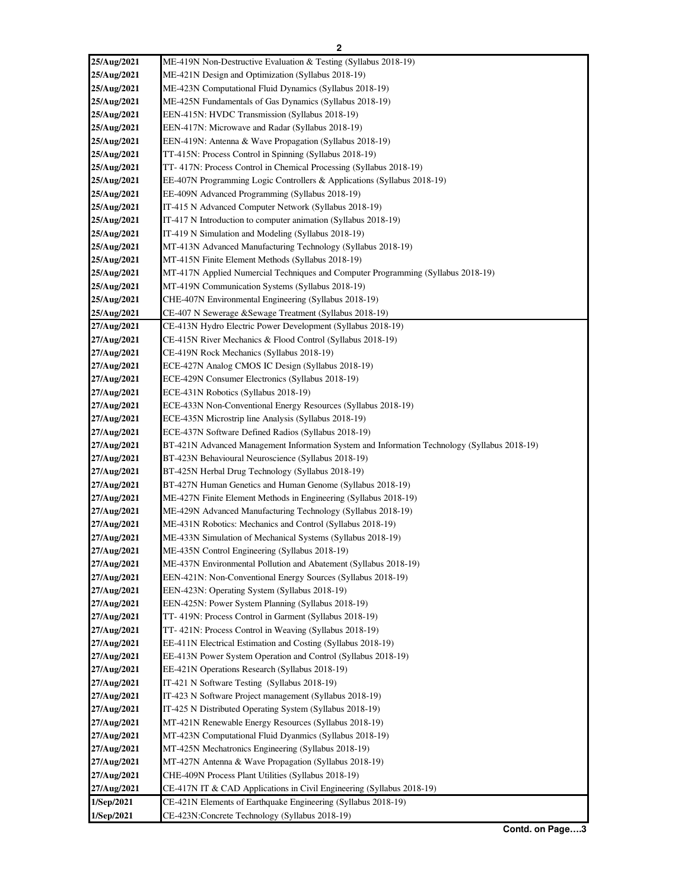| | |
|---|---|
| **25/Aug/2021** | ME-419N Non-Destructive Evaluation & Testing (Syllabus 2018-19) |
| **25/Aug/2021** | ME-421N Design and Optimization (Syllabus 2018-19) |
| **25/Aug/2021** | ME-423N Computational Fluid Dynamics (Syllabus 2018-19) |
| **25/Aug/2021** | ME-425N Fundamentals of Gas Dynamics (Syllabus 2018-19) |
| **25/Aug/2021** | EEN-415N: HVDC Transmission (Syllabus 2018-19) |
| **25/Aug/2021** | EEN-417N: Microwave and Radar (Syllabus 2018-19) |
| **25/Aug/2021** | EEN-419N: Antenna & Wave Propagation (Syllabus 2018-19) |
| **25/Aug/2021** | TT-415N: Process Control in Spinning (Syllabus 2018-19) |
| **25/Aug/2021** | TT- 417N: Process Control in Chemical Processing (Syllabus 2018-19) |
| **25/Aug/2021** | EE-407N Programming Logic Controllers & Applications (Syllabus 2018-19) |
| **25/Aug/2021** | EE-409N Advanced Programming (Syllabus 2018-19) |
| **25/Aug/2021** | IT-415 N Advanced Computer Network (Syllabus 2018-19) |
| **25/Aug/2021** | IT-417 N Introduction to computer animation (Syllabus 2018-19) |
| **25/Aug/2021** | IT-419 N Simulation and Modeling (Syllabus 2018-19) |
| **25/Aug/2021** | MT-413N Advanced Manufacturing Technology (Syllabus 2018-19) |
| **25/Aug/2021** | MT-415N Finite Element Methods (Syllabus 2018-19) |
| **25/Aug/2021** | MT-417N Applied Numercial Techniques and Computer Programming (Syllabus 2018-19) |
| **25/Aug/2021** | MT-419N Communication Systems (Syllabus 2018-19) |
| **25/Aug/2021** | CHE-407N Environmental Engineering (Syllabus 2018-19) |
| **25/Aug/2021** | CE-407 N Sewerage &Sewage Treatment (Syllabus 2018-19) |
| **27/Aug/2021** | CE-413N Hydro Electric Power Development (Syllabus 2018-19) |
| **27/Aug/2021** | CE-415N River Mechanics & Flood Control (Syllabus 2018-19) |
| **27/Aug/2021** | CE-419N Rock Mechanics (Syllabus 2018-19) |
| **27/Aug/2021** | ECE-427N Analog CMOS IC Design (Syllabus 2018-19) |
| **27/Aug/2021** | ECE-429N Consumer Electronics (Syllabus 2018-19) |
| **27/Aug/2021** | ECE-431N Robotics (Syllabus 2018-19) |
| **27/Aug/2021** | ECE-433N Non-Conventional Energy Resources (Syllabus 2018-19) |
| **27/Aug/2021** | ECE-435N Microstrip line Analysis (Syllabus 2018-19) |
| **27/Aug/2021** | ECE-437N Software Defined Radios (Syllabus 2018-19) |
| **27/Aug/2021** | BT-421N Advanced Management Information System and Information Technology (Syllabus 2018-19) |
| **27/Aug/2021** | BT-423N Behavioural Neuroscience (Syllabus 2018-19) |
| **27/Aug/2021** | BT-425N Herbal Drug Technology (Syllabus 2018-19) |
| **27/Aug/2021** | BT-427N Human Genetics and Human Genome (Syllabus 2018-19) |
| **27/Aug/2021** | ME-427N Finite Element Methods in Engineering (Syllabus 2018-19) |
| **27/Aug/2021** | ME-429N Advanced Manufacturing Technology (Syllabus 2018-19) |
| **27/Aug/2021** | ME-431N Robotics: Mechanics and Control (Syllabus 2018-19) |
| **27/Aug/2021** | ME-433N Simulation of Mechanical Systems (Syllabus 2018-19) |
| **27/Aug/2021** | ME-435N Control Engineering (Syllabus 2018-19) |
| **27/Aug/2021** | ME-437N Environmental Pollution and Abatement (Syllabus 2018-19) |
| **27/Aug/2021** | EEN-421N: Non-Conventional Energy Sources (Syllabus 2018-19) |
| **27/Aug/2021** | EEN-423N: Operating System (Syllabus 2018-19) |
| **27/Aug/2021** | EEN-425N: Power System Planning (Syllabus 2018-19) |
| **27/Aug/2021** | TT- 419N: Process Control in Garment (Syllabus 2018-19) |
| **27/Aug/2021** | TT- 421N: Process Control in Weaving (Syllabus 2018-19) |
| **27/Aug/2021** | EE-411N Electrical Estimation and Costing (Syllabus 2018-19) |
| **27/Aug/2021** | EE-413N Power System Operation and Control (Syllabus 2018-19) |
| **27/Aug/2021** | EE-421N Operations Research (Syllabus 2018-19) |
| **27/Aug/2021** | IT-421 N Software Testing (Syllabus 2018-19) |
| **27/Aug/2021** | IT-423 N Software Project management (Syllabus 2018-19) |
| **27/Aug/2021** | IT-425 N Distributed Operating System (Syllabus 2018-19) |
| **27/Aug/2021** | MT-421N Renewable Energy Resources (Syllabus 2018-19) |
| **27/Aug/2021** | MT-423N Computational Fluid Dyanmics (Syllabus 2018-19) |
| **27/Aug/2021** | MT-425N Mechatronics Engineering (Syllabus 2018-19) |
| **27/Aug/2021** | MT-427N Antenna & Wave Propagation (Syllabus 2018-19) |
| **27/Aug/2021** | CHE-409N Process Plant Utilities (Syllabus 2018-19) |
| **27/Aug/2021** | CE-417N IT & CAD Applications in Civil Engineering (Syllabus 2018-19) |
| **1/Sep/2021** | CE-421N Elements of Earthquake Engineering (Syllabus 2018-19) |
| **1/Sep/2021** | CE-423N:Concrete Technology (Syllabus 2018-19) |

**Contd. on Page….3**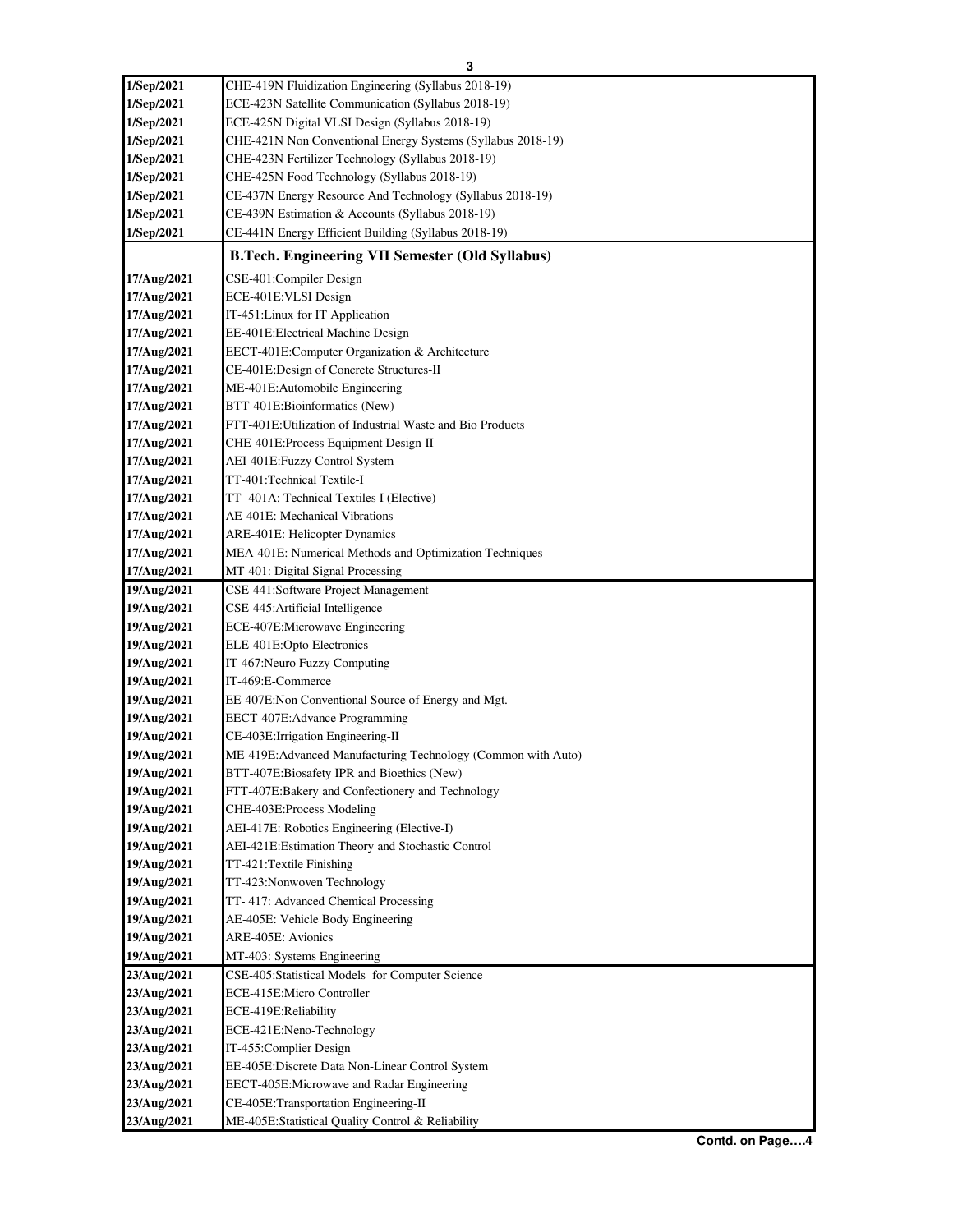| | |
|---|---|
| 1/Sep/2021 | CHE-419N Fluidization Engineering (Syllabus 2018-19) |
| 1/Sep/2021 | ECE-423N Satellite Communication (Syllabus 2018-19) |
| 1/Sep/2021 | ECE-425N Digital VLSI Design (Syllabus 2018-19) |
| 1/Sep/2021 | CHE-421N Non Conventional Energy Systems (Syllabus 2018-19) |
| 1/Sep/2021 | CHE-423N Fertilizer Technology (Syllabus 2018-19) |
| 1/Sep/2021 | CHE-425N Food Technology (Syllabus 2018-19) |
| 1/Sep/2021 | CE-437N Energy Resource And Technology (Syllabus 2018-19) |
| 1/Sep/2021 | CE-439N Estimation & Accounts (Syllabus 2018-19) |
| 1/Sep/2021 | CE-441N Energy Efficient Building (Syllabus 2018-19) |
| | **B.Tech. Engineering VII Semester (Old Syllabus)** |
| 17/Aug/2021 | CSE-401:Compiler Design |
| 17/Aug/2021 | ECE-401E:VLSI Design |
| 17/Aug/2021 | IT-451:Linux for IT Application |
| 17/Aug/2021 | EE-401E:Electrical Machine Design |
| 17/Aug/2021 | EECT-401E:Computer Organization & Architecture |
| 17/Aug/2021 | CE-401E:Design of Concrete Structures-II |
| 17/Aug/2021 | ME-401E:Automobile Engineering |
| 17/Aug/2021 | BTT-401E:Bioinformatics (New) |
| 17/Aug/2021 | FTT-401E:Utilization of Industrial Waste and Bio Products |
| 17/Aug/2021 | CHE-401E:Process Equipment Design-II |
| 17/Aug/2021 | AEI-401E:Fuzzy Control System |
| 17/Aug/2021 | TT-401:Technical Textile-I |
| 17/Aug/2021 | TT- 401A: Technical Textiles I (Elective) |
| 17/Aug/2021 | AE-401E: Mechanical Vibrations |
| 17/Aug/2021 | ARE-401E: Helicopter Dynamics |
| 17/Aug/2021 | MEA-401E: Numerical Methods and Optimization Techniques |
| 17/Aug/2021 | MT-401: Digital Signal Processing |
| 19/Aug/2021 | CSE-441:Software Project Management |
| 19/Aug/2021 | CSE-445:Artificial Intelligence |
| 19/Aug/2021 | ECE-407E:Microwave Engineering |
| 19/Aug/2021 | ELE-401E:Opto Electronics |
| 19/Aug/2021 | IT-467:Neuro Fuzzy Computing |
| 19/Aug/2021 | IT-469:E-Commerce |
| 19/Aug/2021 | EE-407E:Non Conventional Source of Energy and Mgt. |
| 19/Aug/2021 | EECT-407E:Advance Programming |
| 19/Aug/2021 | CE-403E:Irrigation Engineering-II |
| 19/Aug/2021 | ME-419E:Advanced Manufacturing Technology (Common with Auto) |
| 19/Aug/2021 | BTT-407E:Biosafety IPR and Bioethics (New) |
| 19/Aug/2021 | FTT-407E:Bakery and Confectionery and Technology |
| 19/Aug/2021 | CHE-403E:Process Modeling |
| 19/Aug/2021 | AEI-417E: Robotics Engineering (Elective-I) |
| 19/Aug/2021 | AEI-421E:Estimation Theory and Stochastic Control |
| 19/Aug/2021 | TT-421:Textile Finishing |
| 19/Aug/2021 | TT-423:Nonwoven Technology |
| 19/Aug/2021 | TT- 417: Advanced Chemical Processing |
| 19/Aug/2021 | AE-405E: Vehicle Body Engineering |
| 19/Aug/2021 | ARE-405E: Avionics |
| 19/Aug/2021 | MT-403: Systems Engineering |
| 23/Aug/2021 | CSE-405:Statistical Models for Computer Science |
| 23/Aug/2021 | ECE-415E:Micro Controller |
| 23/Aug/2021 | ECE-419E:Reliability |
| 23/Aug/2021 | ECE-421E:Neno-Technology |
| 23/Aug/2021 | IT-455:Complier Design |
| 23/Aug/2021 | EE-405E:Discrete Data Non-Linear Control System |
| 23/Aug/2021 | EECT-405E:Microwave and Radar Engineering |
| 23/Aug/2021 | CE-405E:Transportation Engineering-II |
| 23/Aug/2021 | ME-405E:Statistical Quality Control & Reliability |

**Contd. on Page….4**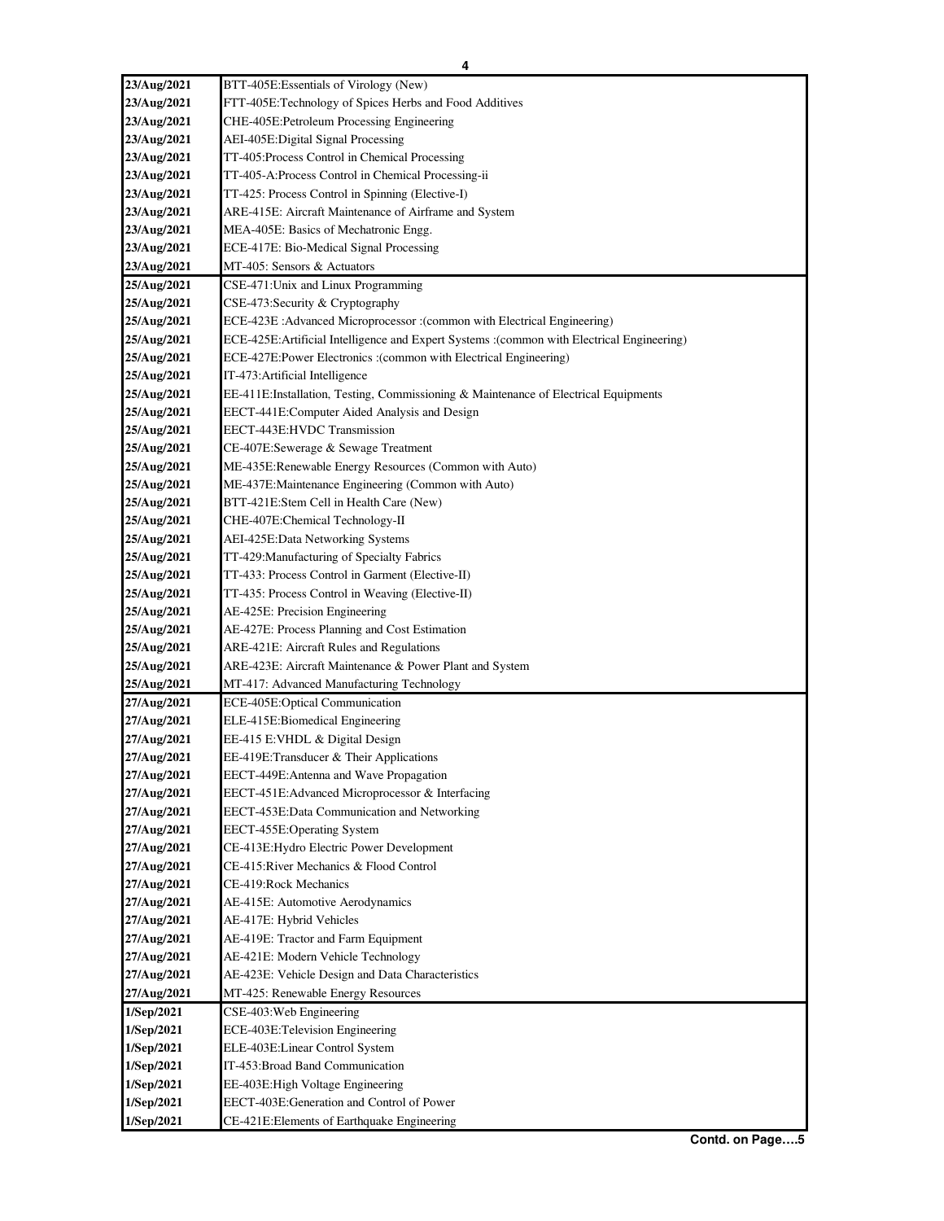| 23/Aug/2021 | BTT-405E:Essentials of Virology (New) |
|---|---|
| 23/Aug/2021 | FTT-405E:Technology of Spices Herbs and Food Additives |
| 23/Aug/2021 | CHE-405E:Petroleum Processing Engineering |
| 23/Aug/2021 | AEI-405E:Digital Signal Processing |
| 23/Aug/2021 | TT-405:Process Control in Chemical Processing |
| 23/Aug/2021 | TT-405-A:Process Control in Chemical Processing-ii |
| 23/Aug/2021 | TT-425: Process Control in Spinning (Elective-I) |
| 23/Aug/2021 | ARE-415E: Aircraft Maintenance of Airframe and System |
| 23/Aug/2021 | MEA-405E: Basics of Mechatronic Engg. |
| 23/Aug/2021 | ECE-417E: Bio-Medical Signal Processing |
| 23/Aug/2021 | MT-405: Sensors & Actuators |
| 25/Aug/2021 | CSE-471:Unix and Linux Programming |
| 25/Aug/2021 | CSE-473:Security & Cryptography |
| 25/Aug/2021 | ECE-423E :Advanced Microprocessor :(common with Electrical Engineering) |
| 25/Aug/2021 | ECE-425E:Artificial Intelligence and Expert Systems :(common with Electrical Engineering) |
| 25/Aug/2021 | ECE-427E:Power Electronics :(common with Electrical Engineering) |
| 25/Aug/2021 | IT-473:Artificial Intelligence |
| 25/Aug/2021 | EE-411E:Installation, Testing, Commissioning & Maintenance of Electrical Equipments |
| 25/Aug/2021 | EECT-441E:Computer Aided Analysis and Design |
| 25/Aug/2021 | EECT-443E:HVDC Transmission |
| 25/Aug/2021 | CE-407E:Sewerage & Sewage Treatment |
| 25/Aug/2021 | ME-435E:Renewable Energy Resources (Common with Auto) |
| 25/Aug/2021 | ME-437E:Maintenance Engineering (Common with Auto) |
| 25/Aug/2021 | BTT-421E:Stem Cell in Health Care (New) |
| 25/Aug/2021 | CHE-407E:Chemical Technology-II |
| 25/Aug/2021 | AEI-425E:Data Networking Systems |
| 25/Aug/2021 | TT-429:Manufacturing of Specialty Fabrics |
| 25/Aug/2021 | TT-433: Process Control in Garment (Elective-II) |
| 25/Aug/2021 | TT-435: Process Control in Weaving (Elective-II) |
| 25/Aug/2021 | AE-425E: Precision Engineering |
| 25/Aug/2021 | AE-427E: Process Planning and Cost Estimation |
| 25/Aug/2021 | ARE-421E: Aircraft Rules and Regulations |
| 25/Aug/2021 | ARE-423E: Aircraft Maintenance & Power Plant and System |
| 25/Aug/2021 | MT-417: Advanced Manufacturing Technology |
| 27/Aug/2021 | ECE-405E:Optical Communication |
| 27/Aug/2021 | ELE-415E:Biomedical Engineering |
| 27/Aug/2021 | EE-415 E:VHDL & Digital Design |
| 27/Aug/2021 | EE-419E:Transducer & Their Applications |
| 27/Aug/2021 | EECT-449E:Antenna and Wave Propagation |
| 27/Aug/2021 | EECT-451E:Advanced Microprocessor & Interfacing |
| 27/Aug/2021 | EECT-453E:Data Communication and Networking |
| 27/Aug/2021 | EECT-455E:Operating System |
| 27/Aug/2021 | CE-413E:Hydro Electric Power Development |
| 27/Aug/2021 | CE-415:River Mechanics & Flood Control |
| 27/Aug/2021 | CE-419:Rock Mechanics |
| 27/Aug/2021 | AE-415E: Automotive Aerodynamics |
| 27/Aug/2021 | AE-417E: Hybrid Vehicles |
| 27/Aug/2021 | AE-419E: Tractor and Farm Equipment |
| 27/Aug/2021 | AE-421E: Modern Vehicle Technology |
| 27/Aug/2021 | AE-423E: Vehicle Design and Data Characteristics |
| 27/Aug/2021 | MT-425: Renewable Energy Resources |
| 1/Sep/2021 | CSE-403:Web Engineering |
| 1/Sep/2021 | ECE-403E:Television Engineering |
| 1/Sep/2021 | ELE-403E:Linear Control System |
| 1/Sep/2021 | IT-453:Broad Band Communication |
| 1/Sep/2021 | EE-403E:High Voltage Engineering |
| 1/Sep/2021 | EECT-403E:Generation and Control of Power |
| 1/Sep/2021 | CE-421E:Elements of Earthquake Engineering |

**Contd. on Page….5**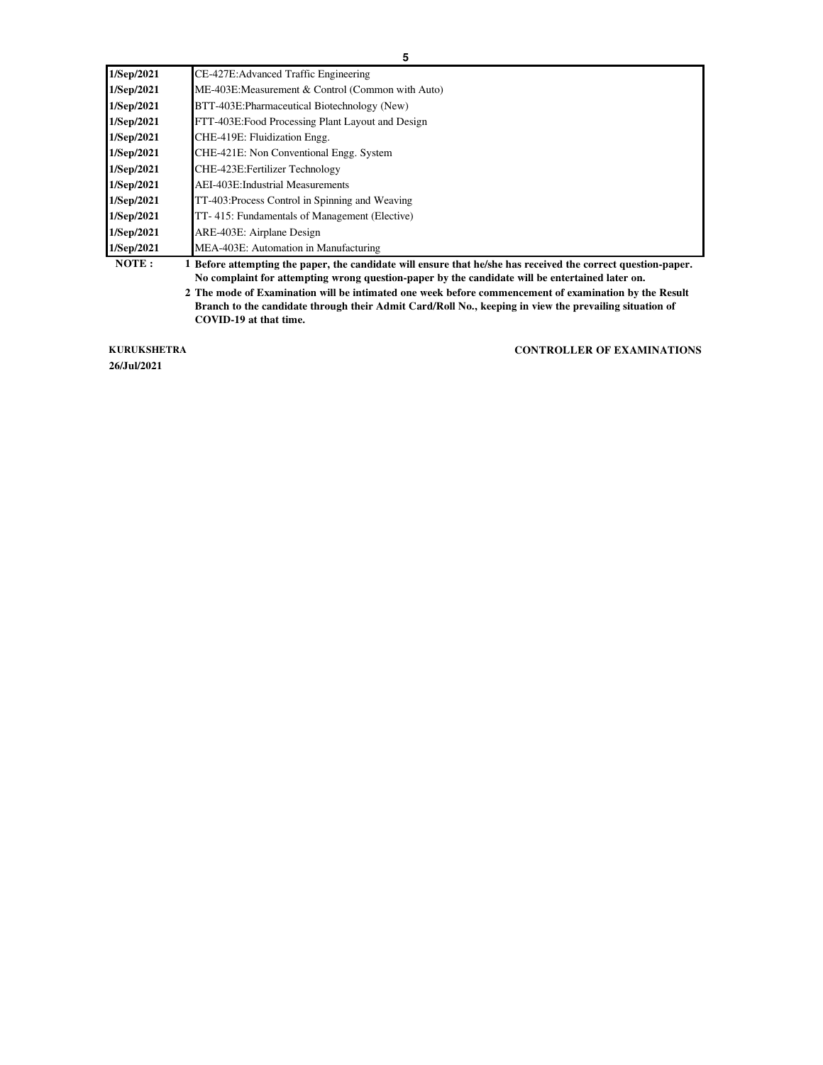| | |
|---|---|
| 1/Sep/2021 | CE-427E:Advanced Traffic Engineering |
| 1/Sep/2021 | ME-403E:Measurement & Control (Common with Auto) |
| 1/Sep/2021 | BTT-403E:Pharmaceutical Biotechnology (New) |
| 1/Sep/2021 | FTT-403E:Food Processing Plant Layout and Design |
| 1/Sep/2021 | CHE-419E: Fluidization Engg. |
| 1/Sep/2021 | CHE-421E: Non Conventional Engg. System |
| 1/Sep/2021 | CHE-423E:Fertilizer Technology |
| 1/Sep/2021 | AEI-403E:Industrial Measurements |
| 1/Sep/2021 | TT-403:Process Control in Spinning and Weaving |
| 1/Sep/2021 | TT- 415: Fundamentals of Management (Elective) |
| 1/Sep/2021 | ARE-403E: Airplane Design |
| 1/Sep/2021 | MEA-403E: Automation in Manufacturing |

**NOTE :**

1. **Before attempting the paper, the candidate will ensure that he/she has received the correct question-paper. No complaint for attempting wrong question-paper by the candidate will be entertained later on.**
2. **The mode of Examination will be intimated one week before commencement of examination by the Result Branch to the candidate through their Admit Card/Roll No., keeping in view the prevailing situation of COVID-19 at that time.**

**KURUKSHETRA**
**26/Jul/2021**

**CONTROLLER OF EXAMINATIONS**